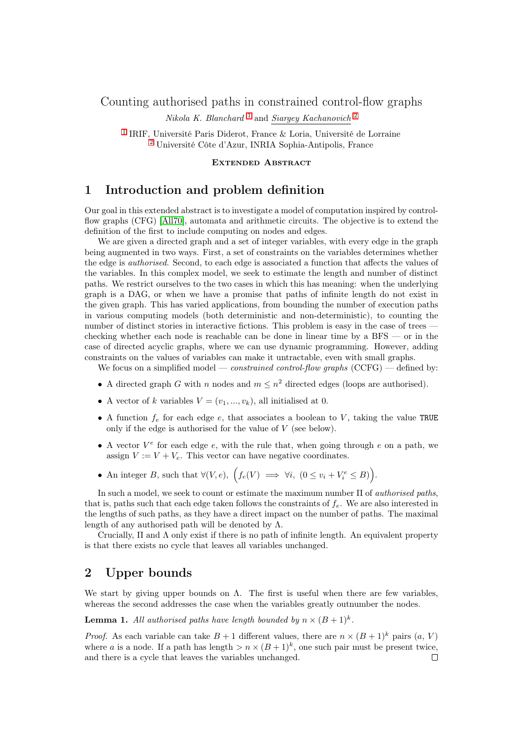# Counting authorised paths in constrained control-flow graphs

*Nikola K. Blanchard* [1] and *Siargey Kachanovich* [2]

[1] IRIF, Université Paris Diderot, France & Loria, Université de Lorraine
[2] Université Côte d'Azur, INRIA Sophia-Antipolis, France

**Extended Abstract**

## 1 Introduction and problem definition

Our goal in this extended abstract is to investigate a model of computation inspired by control-flow graphs (CFG) [All70], automata and arithmetic circuits. The objective is to extend the definition of the first to include computing on nodes and edges.

We are given a directed graph and a set of integer variables, with every edge in the graph being augmented in two ways. First, a set of constraints on the variables determines whether the edge is *authorised*. Second, to each edge is associated a function that affects the values of the variables. In this complex model, we seek to estimate the length and number of distinct paths. We restrict ourselves to the two cases in which this has meaning: when the underlying graph is a DAG, or when we have a promise that paths of infinite length do not exist in the given graph. This has varied applications, from bounding the number of execution paths in various computing models (both deterministic and non-deterministic), to counting the number of distinct stories in interactive fictions. This problem is easy in the case of trees — checking whether each node is reachable can be done in linear time by a BFS — or in the case of directed acyclic graphs, where we can use dynamic programming. However, adding constraints on the values of variables can make it untractable, even with small graphs.

We focus on a simplified model — *constrained control-flow graphs* (CCFG) — defined by:

- A directed graph $G$ with $n$ nodes and $m \leq n^2$ directed edges (loops are authorised).
- A vector of $k$ variables $V = (v_1, ..., v_k)$, all initialised at 0.
- A function $f_e$ for each edge $e$, that associates a boolean to $V$, taking the value `TRUE` only if the edge is authorised for the value of $V$ (see below).
- A vector $V^e$ for each edge $e$, with the rule that, when going through $e$ on a path, we assign $V := V + V_e$. This vector can have negative coordinates.
- An integer $B$, such that $\forall (V, e),\ \Big(f_e(V) \implies \forall i,\ (0 \leq v_i + V_i^e \leq B)\Big)$.

In such a model, we seek to count or estimate the maximum number $\Pi$ of *authorised paths*, that is, paths such that each edge taken follows the constraints of $f_e$. We are also interested in the lengths of such paths, as they have a direct impact on the number of paths. The maximal length of any authorised path will be denoted by $\Lambda$.

Crucially, $\Pi$ and $\Lambda$ only exist if there is no path of infinite length. An equivalent property is that there exists no cycle that leaves all variables unchanged.

## 2 Upper bounds

We start by giving upper bounds on $\Lambda$. The first is useful when there are few variables, whereas the second addresses the case when the variables greatly outnumber the nodes.

**Lemma 1.** *All authorised paths have length bounded by $n \times (B + 1)^k$.*

*Proof.* As each variable can take $B + 1$ different values, there are $n \times (B + 1)^k$ pairs $(a, V)$ where $a$ is a node. If a path has length $> n \times (B + 1)^k$, one such pair must be present twice, and there is a cycle that leaves the variables unchanged. □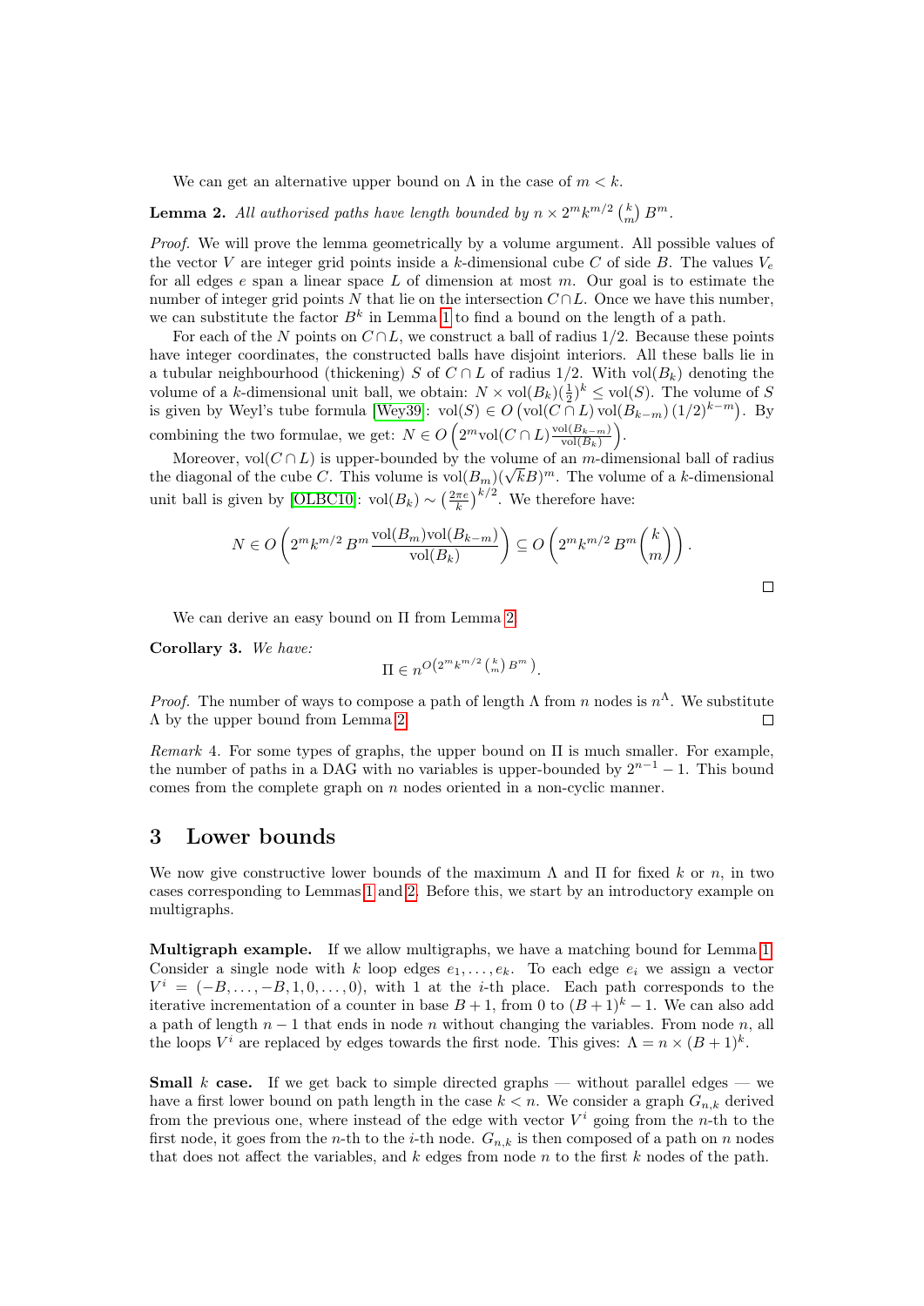We can get an alternative upper bound on $\Lambda$ in the case of $m < k$.

**Lemma 2.** *All authorised paths have length bounded by $n \times 2^m k^{m/2} \binom{k}{m} B^m$.*

*Proof.* We will prove the lemma geometrically by a volume argument. All possible values of the vector $V$ are integer grid points inside a $k$-dimensional cube $C$ of side $B$. The values $V_e$ for all edges $e$ span a linear space $L$ of dimension at most $m$. Our goal is to estimate the number of integer grid points $N$ that lie on the intersection $C \cap L$. Once we have this number, we can substitute the factor $B^k$ in Lemma 1 to find a bound on the length of a path.

For each of the $N$ points on $C \cap L$, we construct a ball of radius $1/2$. Because these points have integer coordinates, the constructed balls have disjoint interiors. All these balls lie in a tubular neighbourhood (thickening) $S$ of $C \cap L$ of radius $1/2$. With $\mathrm{vol}(B_k)$ denoting the volume of a $k$-dimensional unit ball, we obtain: $N \times \mathrm{vol}(B_k)(\frac{1}{2})^k \leq \mathrm{vol}(S)$. The volume of $S$ is given by Weyl's tube formula [Wey39]: $\mathrm{vol}(S) \in O\left(\mathrm{vol}(C \cap L)\,\mathrm{vol}(B_{k-m})\,(1/2)^{k-m}\right)$. By combining the two formulae, we get: $N \in O\left(2^m \mathrm{vol}(C \cap L) \frac{\mathrm{vol}(B_{k-m})}{\mathrm{vol}(B_k)}\right)$.

Moreover, $\mathrm{vol}(C \cap L)$ is upper-bounded by the volume of an $m$-dimensional ball of radius the diagonal of the cube $C$. This volume is $\mathrm{vol}(B_m)(\sqrt{k}B)^m$. The volume of a $k$-dimensional unit ball is given by [OLBC10]: $\mathrm{vol}(B_k) \sim \left(\frac{2\pi e}{k}\right)^{k/2}$. We therefore have:

$$N \in O\left(2^m k^{m/2} B^m \frac{\mathrm{vol}(B_m)\mathrm{vol}(B_{k-m})}{\mathrm{vol}(B_k)}\right) \subseteq O\left(2^m k^{m/2} B^m \binom{k}{m}\right).$$

□

We can derive an easy bound on $\Pi$ from Lemma 2.

**Corollary 3.** *We have:*

$$\Pi \in n^{O\left(2^m k^{m/2} \binom{k}{m} B^m\right)}.$$

*Proof.* The number of ways to compose a path of length $\Lambda$ from $n$ nodes is $n^\Lambda$. We substitute $\Lambda$ by the upper bound from Lemma 2. □

*Remark* 4. For some types of graphs, the upper bound on $\Pi$ is much smaller. For example, the number of paths in a DAG with no variables is upper-bounded by $2^{n-1} - 1$. This bound comes from the complete graph on $n$ nodes oriented in a non-cyclic manner.

# 3 Lower bounds

We now give constructive lower bounds of the maximum $\Lambda$ and $\Pi$ for fixed $k$ or $n$, in two cases corresponding to Lemmas 1 and 2. Before this, we start by an introductory example on multigraphs.

**Multigraph example.** If we allow multigraphs, we have a matching bound for Lemma 1. Consider a single node with $k$ loop edges $e_1, \ldots, e_k$. To each edge $e_i$ we assign a vector $V^i = (-B, \ldots, -B, 1, 0, \ldots, 0)$, with 1 at the $i$-th place. Each path corresponds to the iterative incrementation of a counter in base $B+1$, from 0 to $(B+1)^k - 1$. We can also add a path of length $n-1$ that ends in node $n$ without changing the variables. From node $n$, all the loops $V^i$ are replaced by edges towards the first node. This gives: $\Lambda = n \times (B+1)^k$.

**Small $k$ case.** If we get back to simple directed graphs — without parallel edges — we have a first lower bound on path length in the case $k < n$. We consider a graph $G_{n,k}$ derived from the previous one, where instead of the edge with vector $V^i$ going from the $n$-th to the first node, it goes from the $n$-th to the $i$-th node. $G_{n,k}$ is then composed of a path on $n$ nodes that does not affect the variables, and $k$ edges from node $n$ to the first $k$ nodes of the path.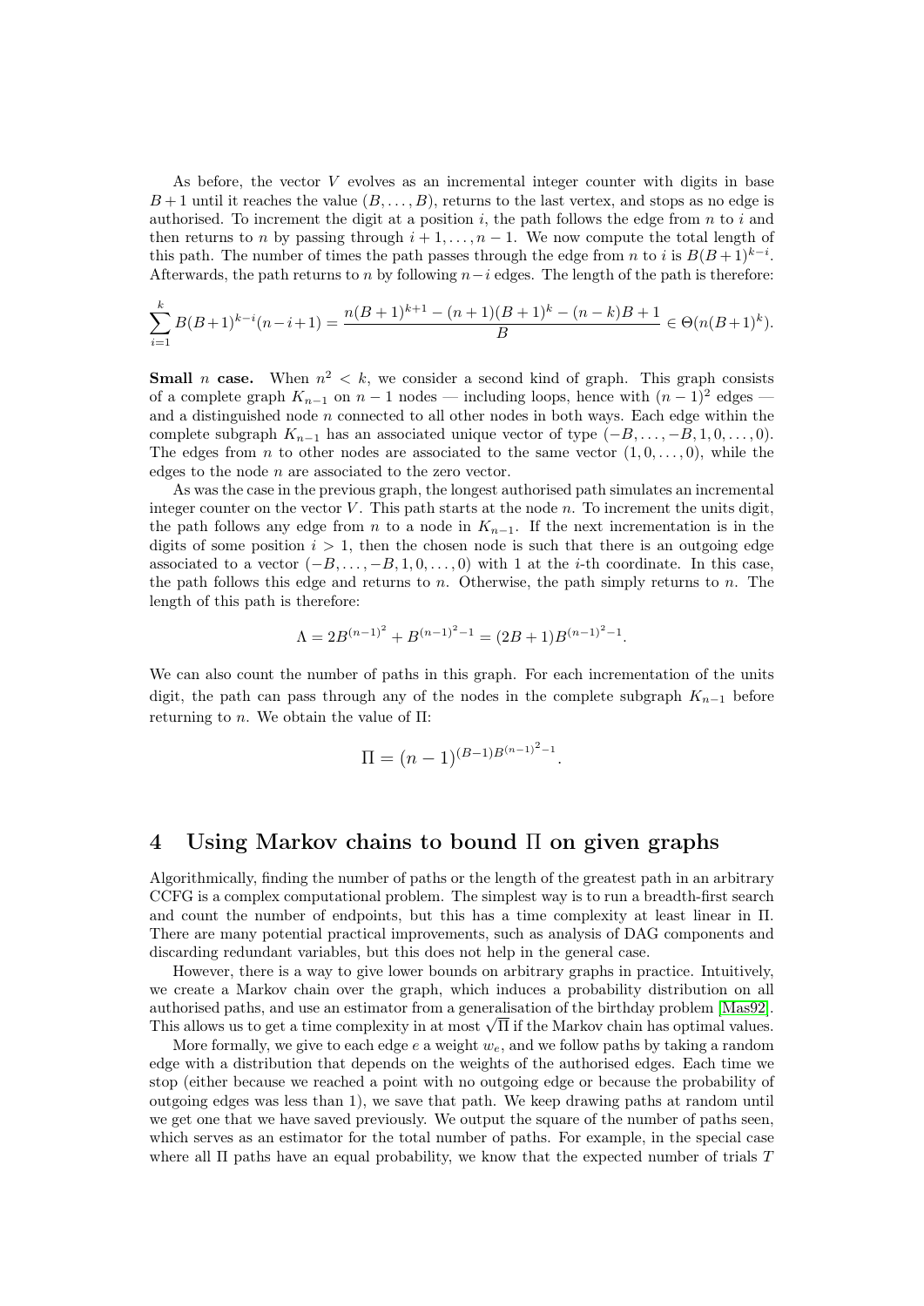As before, the vector $V$ evolves as an incremental integer counter with digits in base $B+1$ until it reaches the value $(B,\dots,B)$, returns to the last vertex, and stops as no edge is authorised. To increment the digit at a position $i$, the path follows the edge from $n$ to $i$ and then returns to $n$ by passing through $i+1,\dots,n-1$. We now compute the total length of this path. The number of times the path passes through the edge from $n$ to $i$ is $B(B+1)^{k-i}$. Afterwards, the path returns to $n$ by following $n-i$ edges. The length of the path is therefore:

$$\sum_{i=1}^{k} B(B+1)^{k-i}(n-i+1) = \frac{n(B+1)^{k+1}-(n+1)(B+1)^k-(n-k)B+1}{B} \in \Theta(n(B+1)^k).$$

**Small $n$ case.** When $n^2 < k$, we consider a second kind of graph. This graph consists of a complete graph $K_{n-1}$ on $n-1$ nodes — including loops, hence with $(n-1)^2$ edges — and a distinguished node $n$ connected to all other nodes in both ways. Each edge within the complete subgraph $K_{n-1}$ has an associated unique vector of type $(-B,\dots,-B,1,0,\dots,0)$. The edges from $n$ to other nodes are associated to the same vector $(1,0,\dots,0)$, while the edges to the node $n$ are associated to the zero vector.

As was the case in the previous graph, the longest authorised path simulates an incremental integer counter on the vector $V$. This path starts at the node $n$. To increment the units digit, the path follows any edge from $n$ to a node in $K_{n-1}$. If the next incrementation is in the digits of some position $i>1$, then the chosen node is such that there is an outgoing edge associated to a vector $(-B,\dots,-B,1,0,\dots,0)$ with 1 at the $i$-th coordinate. In this case, the path follows this edge and returns to $n$. Otherwise, the path simply returns to $n$. The length of this path is therefore:

$$\Lambda = 2B^{(n-1)^2} + B^{(n-1)^2-1} = (2B+1)B^{(n-1)^2-1}.$$

We can also count the number of paths in this graph. For each incrementation of the units digit, the path can pass through any of the nodes in the complete subgraph $K_{n-1}$ before returning to $n$. We obtain the value of $\Pi$:

$$\Pi = (n-1)^{(B-1)B^{(n-1)^2-1}}.$$

## 4 Using Markov chains to bound $\Pi$ on given graphs

Algorithmically, finding the number of paths or the length of the greatest path in an arbitrary CCFG is a complex computational problem. The simplest way is to run a breadth-first search and count the number of endpoints, but this has a time complexity at least linear in $\Pi$. There are many potential practical improvements, such as analysis of DAG components and discarding redundant variables, but this does not help in the general case.

However, there is a way to give lower bounds on arbitrary graphs in practice. Intuitively, we create a Markov chain over the graph, which induces a probability distribution on all authorised paths, and use an estimator from a generalisation of the birthday problem [Mas92]. This allows us to get a time complexity in at most $\sqrt{\Pi}$ if the Markov chain has optimal values.

More formally, we give to each edge $e$ a weight $w_e$, and we follow paths by taking a random edge with a distribution that depends on the weights of the authorised edges. Each time we stop (either because we reached a point with no outgoing edge or because the probability of outgoing edges was less than 1), we save that path. We keep drawing paths at random until we get one that we have saved previously. We output the square of the number of paths seen, which serves as an estimator for the total number of paths. For example, in the special case where all $\Pi$ paths have an equal probability, we know that the expected number of trials $T$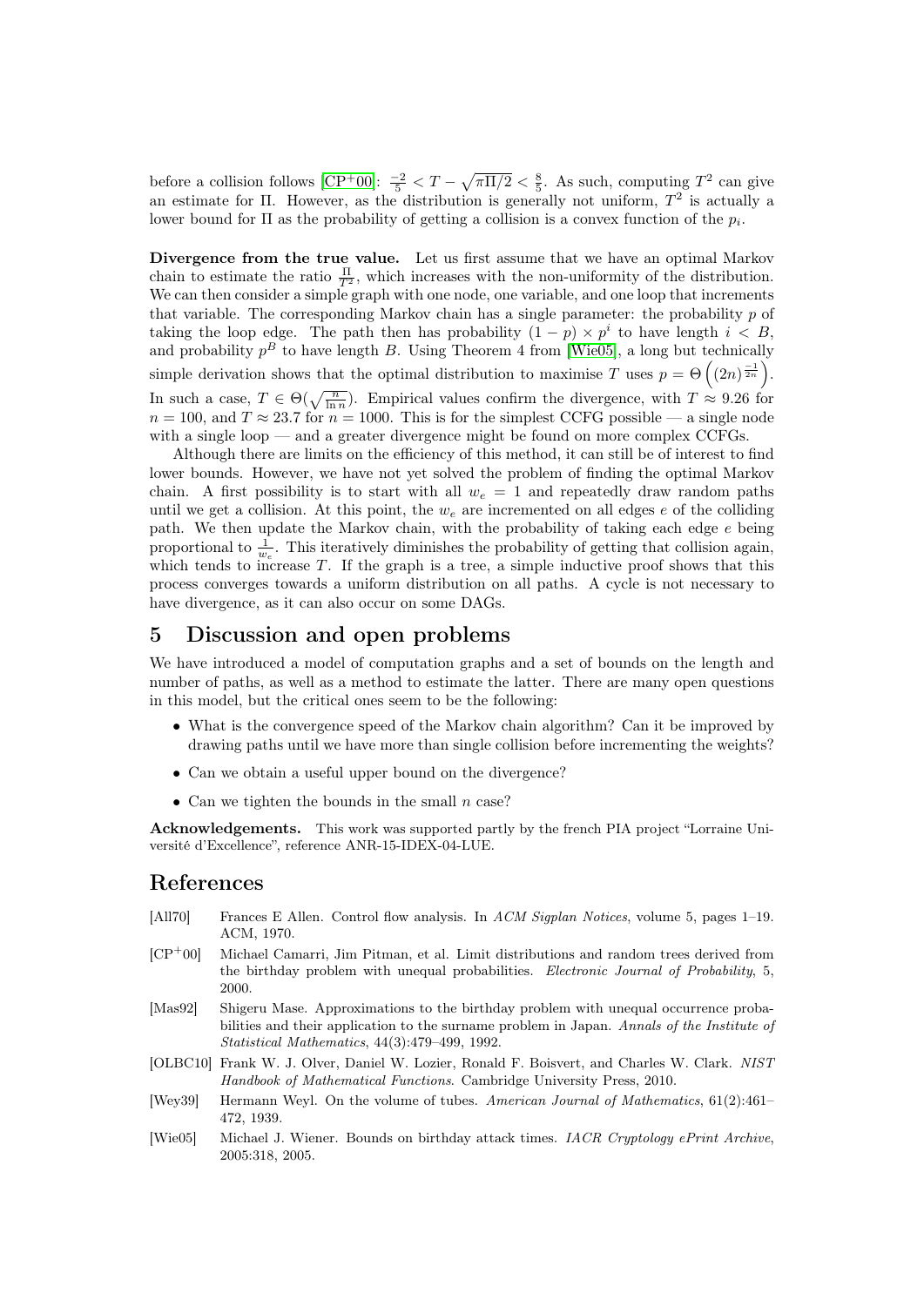before a collision follows [CP+00]: $\frac{-2}{5} < T - \sqrt{\pi\Pi/2} < \frac{8}{5}$. As such, computing $T^2$ can give an estimate for $\Pi$. However, as the distribution is generally not uniform, $T^2$ is actually a lower bound for $\Pi$ as the probability of getting a collision is a convex function of the $p_i$.

**Divergence from the true value.** Let us first assume that we have an optimal Markov chain to estimate the ratio $\frac{\Pi}{T^2}$, which increases with the non-uniformity of the distribution. We can then consider a simple graph with one node, one variable, and one loop that increments that variable. The corresponding Markov chain has a single parameter: the probability $p$ of taking the loop edge. The path then has probability $(1-p) \times p^i$ to have length $i < B$, and probability $p^B$ to have length $B$. Using Theorem 4 from [Wie05], a long but technically simple derivation shows that the optimal distribution to maximise $T$ uses $p = \Theta\left((2n)^{\frac{-1}{2n}}\right)$. In such a case, $T \in \Theta(\sqrt{\frac{n}{\ln n}})$. Empirical values confirm the divergence, with $T \approx 9.26$ for $n = 100$, and $T \approx 23.7$ for $n = 1000$. This is for the simplest CCFG possible — a single node with a single loop — and a greater divergence might be found on more complex CCFGs.

Although there are limits on the efficiency of this method, it can still be of interest to find lower bounds. However, we have not yet solved the problem of finding the optimal Markov chain. A first possibility is to start with all $w_e = 1$ and repeatedly draw random paths until we get a collision. At this point, the $w_e$ are incremented on all edges $e$ of the colliding path. We then update the Markov chain, with the probability of taking each edge $e$ being proportional to $\frac{1}{w_e}$. This iteratively diminishes the probability of getting that collision again, which tends to increase $T$. If the graph is a tree, a simple inductive proof shows that this process converges towards a uniform distribution on all paths. A cycle is not necessary to have divergence, as it can also occur on some DAGs.

## 5 Discussion and open problems

We have introduced a model of computation graphs and a set of bounds on the length and number of paths, as well as a method to estimate the latter. There are many open questions in this model, but the critical ones seem to be the following:

- What is the convergence speed of the Markov chain algorithm? Can it be improved by drawing paths until we have more than single collision before incrementing the weights?
- Can we obtain a useful upper bound on the divergence?
- Can we tighten the bounds in the small $n$ case?

**Acknowledgements.** This work was supported partly by the french PIA project "Lorraine Université d'Excellence", reference ANR-15-IDEX-04-LUE.

## References

[All70] Frances E Allen. Control flow analysis. In *ACM Sigplan Notices*, volume 5, pages 1–19. ACM, 1970.

[CP+00] Michael Camarri, Jim Pitman, et al. Limit distributions and random trees derived from the birthday problem with unequal probabilities. *Electronic Journal of Probability*, 5, 2000.

[Mas92] Shigeru Mase. Approximations to the birthday problem with unequal occurrence probabilities and their application to the surname problem in Japan. *Annals of the Institute of Statistical Mathematics*, 44(3):479–499, 1992.

[OLBC10] Frank W. J. Olver, Daniel W. Lozier, Ronald F. Boisvert, and Charles W. Clark. *NIST Handbook of Mathematical Functions*. Cambridge University Press, 2010.

[Wey39] Hermann Weyl. On the volume of tubes. *American Journal of Mathematics*, 61(2):461–472, 1939.

[Wie05] Michael J. Wiener. Bounds on birthday attack times. *IACR Cryptology ePrint Archive*, 2005:318, 2005.